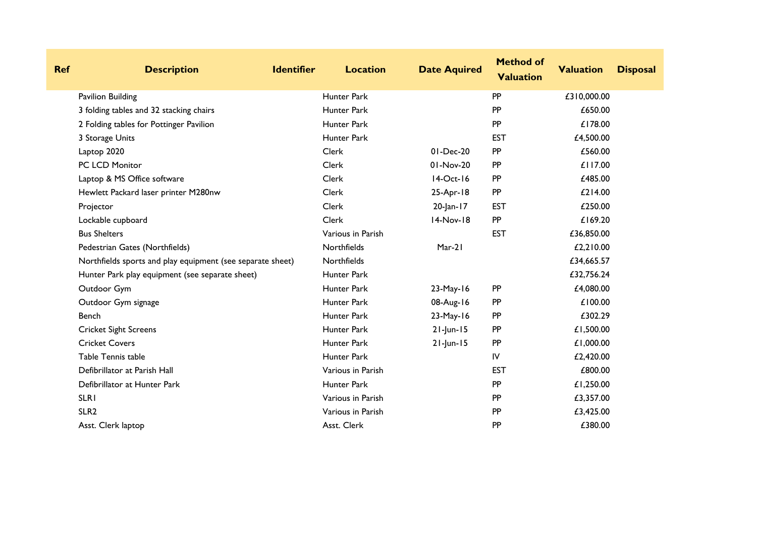| Ref | Description | Identifier | Location | Date Aquired | Method of Valuation | Valuation | Disposal |
|---|---|---|---|---|---|---|---|
| | Pavilion Building | | Hunter Park | | PP | £310,000.00 | |
| | 3 folding tables and 32 stacking chairs | | Hunter Park | | PP | £650.00 | |
| | 2 Folding tables for Pottinger Pavilion | | Hunter Park | | PP | £178.00 | |
| | 3 Storage Units | | Hunter Park | | EST | £4,500.00 | |
| | Laptop 2020 | | Clerk | 01-Dec-20 | PP | £560.00 | |
| | PC LCD Monitor | | Clerk | 01-Nov-20 | PP | £117.00 | |
| | Laptop & MS Office software | | Clerk | 14-Oct-16 | PP | £485.00 | |
| | Hewlett Packard laser printer M280nw | | Clerk | 25-Apr-18 | PP | £214.00 | |
| | Projector | | Clerk | 20-Jan-17 | EST | £250.00 | |
| | Lockable cupboard | | Clerk | 14-Nov-18 | PP | £169.20 | |
| | Bus Shelters | | Various in Parish | | EST | £36,850.00 | |
| | Pedestrian Gates (Northfields) | | Northfields | Mar-21 | | £2,210.00 | |
| | Northfields sports and play equipment (see separate sheet) | | Northfields | | | £34,665.57 | |
| | Hunter Park play equipment (see separate sheet) | | Hunter Park | | | £32,756.24 | |
| | Outdoor Gym | | Hunter Park | 23-May-16 | PP | £4,080.00 | |
| | Outdoor Gym signage | | Hunter Park | 08-Aug-16 | PP | £100.00 | |
| | Bench | | Hunter Park | 23-May-16 | PP | £302.29 | |
| | Cricket Sight Screens | | Hunter Park | 21-Jun-15 | PP | £1,500.00 | |
| | Cricket Covers | | Hunter Park | 21-Jun-15 | PP | £1,000.00 | |
| | Table Tennis table | | Hunter Park | | IV | £2,420.00 | |
| | Defibrillator at Parish Hall | | Various in Parish | | EST | £800.00 | |
| | Defibrillator at Hunter Park | | Hunter Park | | PP | £1,250.00 | |
| | SLR1 | | Various in Parish | | PP | £3,357.00 | |
| | SLR2 | | Various in Parish | | PP | £3,425.00 | |
| | Asst. Clerk laptop | | Asst. Clerk | | PP | £380.00 | |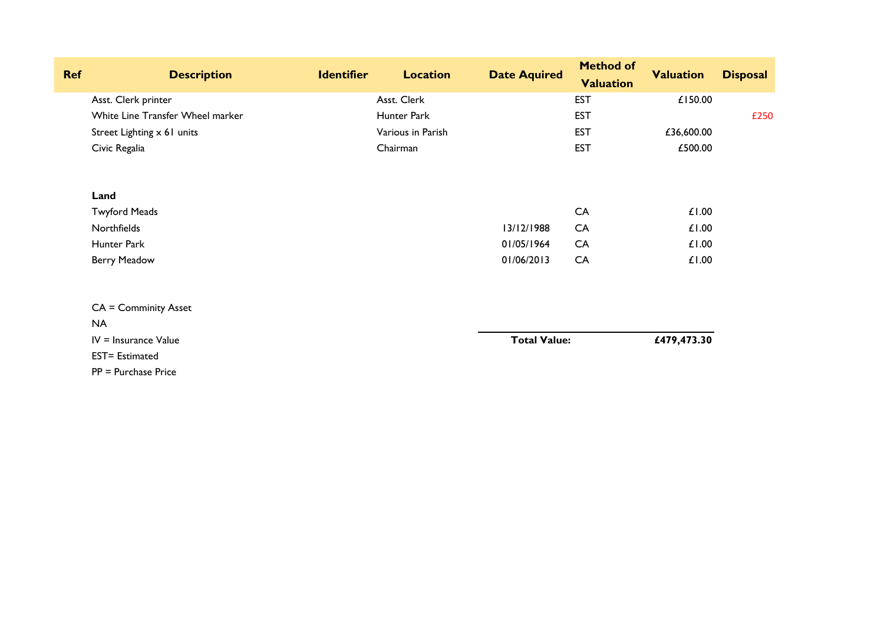| Ref | Description | Identifier | Location | Date Aquired | Method of Valuation | Valuation | Disposal |
|---|---|---|---|---|---|---|---|
| | Asst. Clerk printer | | Asst. Clerk | | EST | £150.00 | |
| | White Line Transfer Wheel marker | | Hunter Park | | EST | | £250 |
| | Street Lighting x 61 units | | Various in Parish | | EST | £36,600.00 | |
| | Civic Regalia | | Chairman | | EST | £500.00 | |
| | | | | | | | |
| | **Land** | | | | | | |
| | Twyford Meads | | | | CA | £1.00 | |
| | Northfields | | | 13/12/1988 | CA | £1.00 | |
| | Hunter Park | | | 01/05/1964 | CA | £1.00 | |
| | Berry Meadow | | | 01/06/2013 | CA | £1.00 | |
| | | | | | | | |
| | | | | **Total Value:** | | **£479,473.30** | |

CA = Comminity Asset

NA

IV = Insurance Value

EST= Estimated

PP = Purchase Price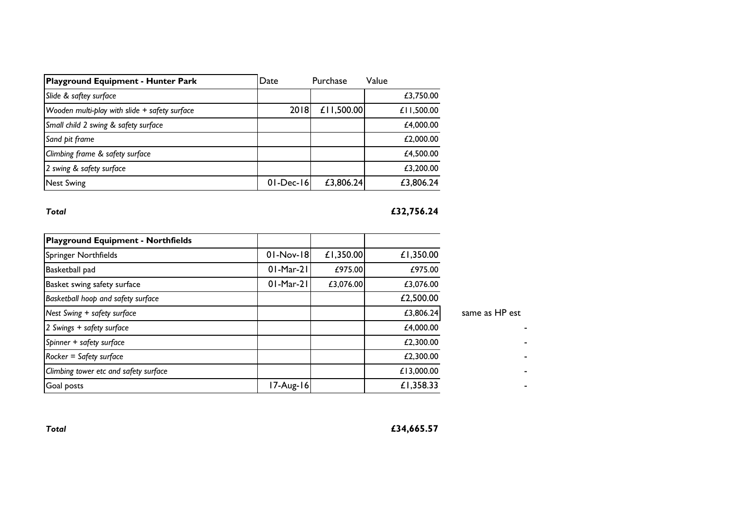| Playground Equipment - Hunter Park | Date | Purchase | Value |
|---|---|---|---|
| *Slide & saftey surface* | | | £3,750.00 |
| *Wooden multi-play with slide + safety surface* | 2018 | £11,500.00 | £11,500.00 |
| *Small child 2 swing & safety surface* | | | £4,000.00 |
| *Sand pit frame* | | | £2,000.00 |
| *Climbing frame & safety surface* | | | £4,500.00 |
| *2 swing & safety surface* | | | £3,200.00 |
| Nest Swing | 01-Dec-16 | £3,806.24 | £3,806.24 |

***Total*** **£32,756.24**

| Playground Equipment - Northfields | | | | |
|---|---|---|---|---|
| Springer Northfields | 01-Nov-18 | £1,350.00 | £1,350.00 | |
| Basketball pad | 01-Mar-21 | £975.00 | £975.00 | |
| Basket swing safety surface | 01-Mar-21 | £3,076.00 | £3,076.00 | |
| *Basketball hoop and safety surface* | | | £2,500.00 | |
| *Nest Swing + safety surface* | | | £3,806.24 | same as HP est |
| *2 Swings + safety surface* | | | £4,000.00 | - |
| *Spinner + safety surface* | | | £2,300.00 | - |
| *Rocker = Safety surface* | | | £2,300.00 | - |
| *Climbing tower etc and safety surface* | | | £13,000.00 | - |
| Goal posts | 17-Aug-16 | | £1,358.33 | - |

***Total*** **£34,665.57**